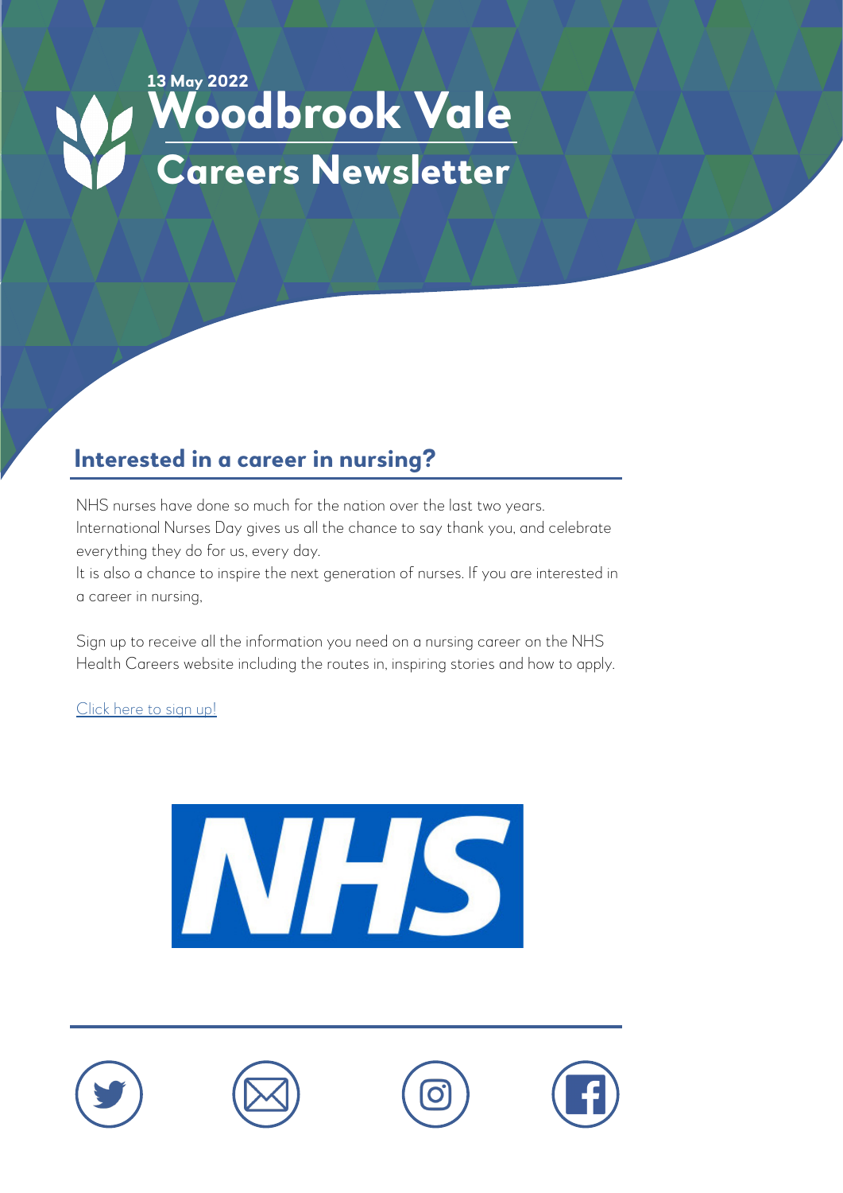13 May 2022

# Woodbrook Vale

# Careers Newsletter

## Interested in a career in nursing?

NHS nurses have done so much for the nation over the last two years. International Nurses Day gives us all the chance to say thank you, and celebrate everything they do for us, every day.
It is also a chance to inspire the next generation of nurses. If you are interested in a career in nursing,

Sign up to receive all the information you need on a nursing career on the NHS Health Careers website including the routes in, inspiring stories and how to apply.

Click here to sign up!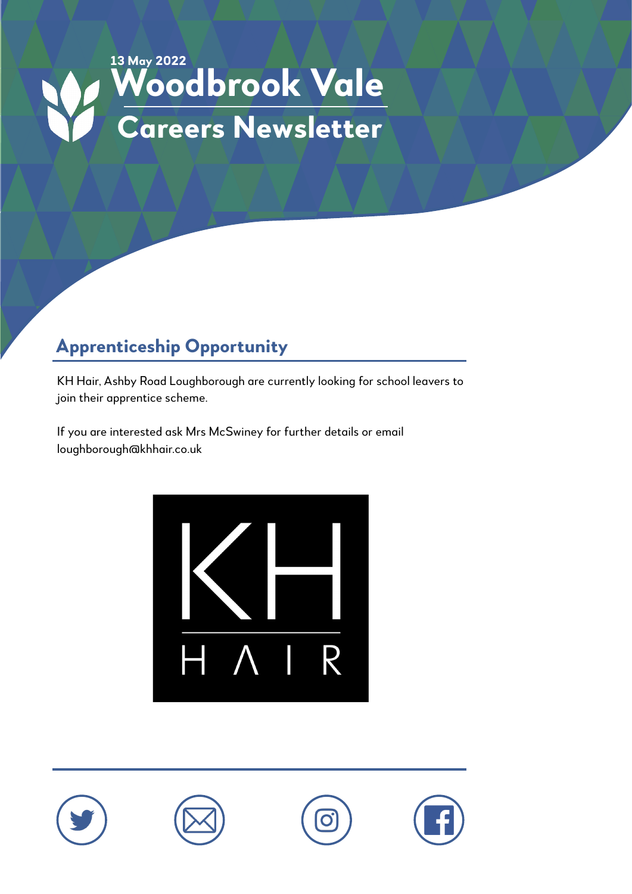13 May 2022

# Woodbrook Vale

# Careers Newsletter

## Apprenticeship Opportunity

KH Hair, Ashby Road Loughborough are currently looking for school leavers to join their apprentice scheme.

If you are interested ask Mrs McSwiney for further details or email loughborough@khhair.co.uk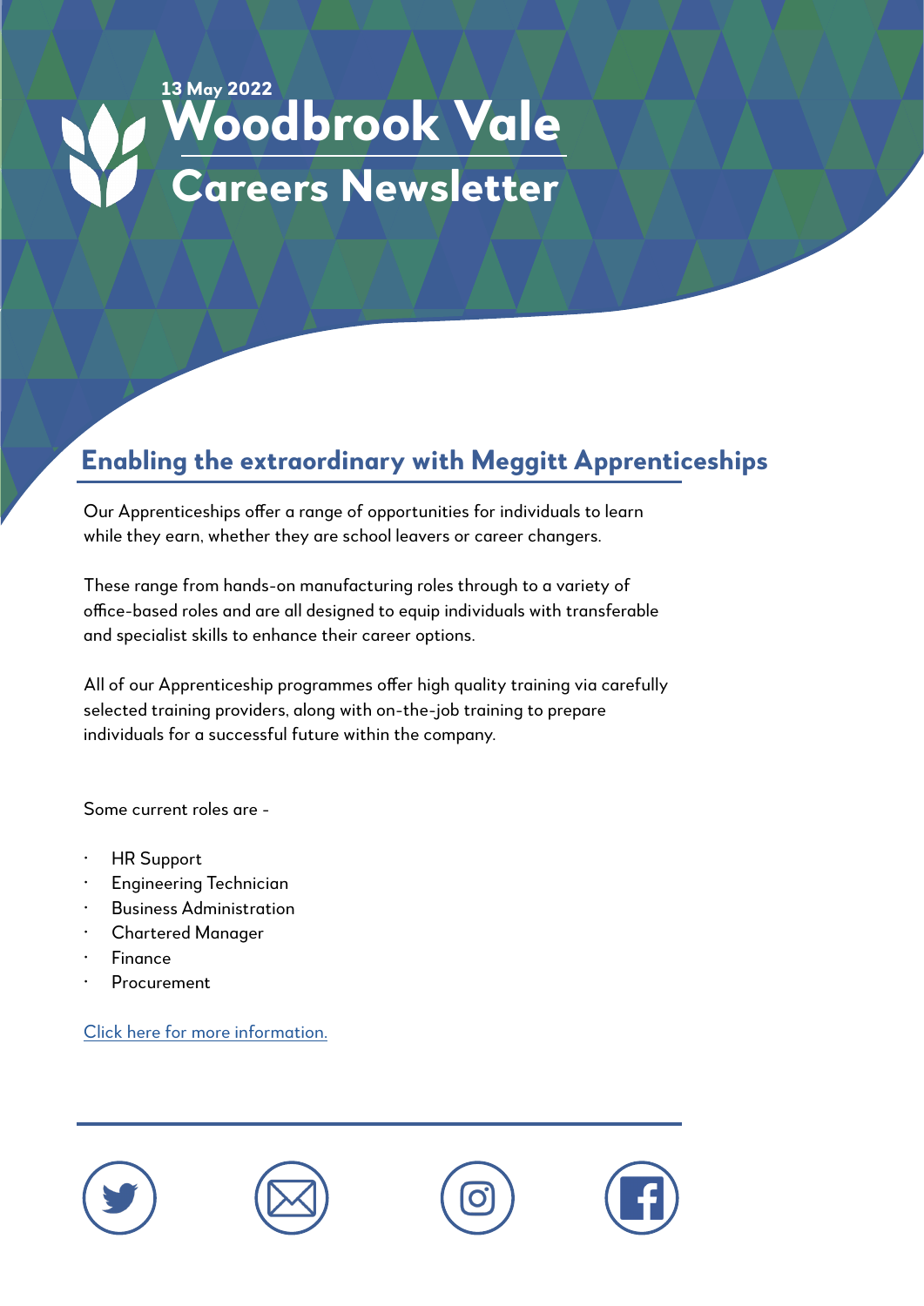13 May 2022

# Woodbrook Vale

# Careers Newsletter

## Enabling the extraordinary with Meggitt Apprenticeships

Our Apprenticeships offer a range of opportunities for individuals to learn while they earn, whether they are school leavers or career changers.

These range from hands-on manufacturing roles through to a variety of office-based roles and are all designed to equip individuals with transferable and specialist skills to enhance their career options.

All of our Apprenticeship programmes offer high quality training via carefully selected training providers, along with on-the-job training to prepare individuals for a successful future within the company.

Some current roles are -

- HR Support
- Engineering Technician
- Business Administration
- Chartered Manager
- Finance
- Procurement

Click here for more information.